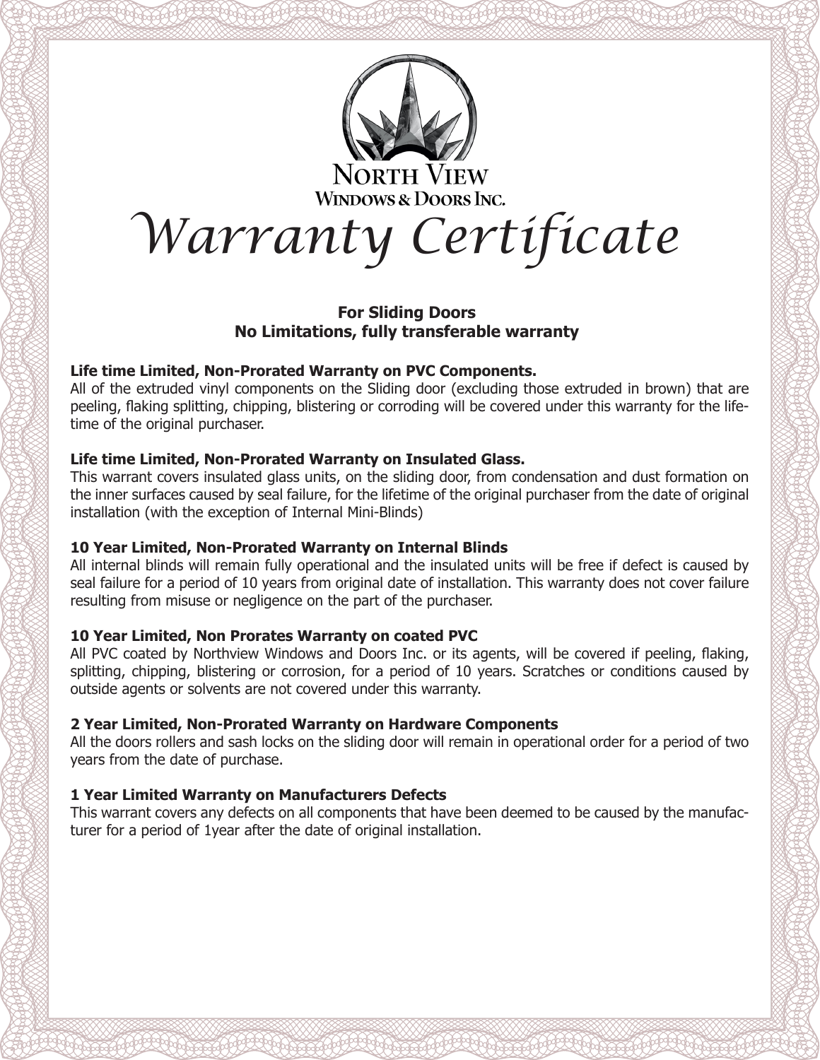NORTH VIEW
WINDOWS & DOORS INC.

# Warranty Certificate

**For Sliding Doors**
**No Limitations, fully transferable warranty**

**Life time Limited, Non-Prorated Warranty on PVC Components.**
All of the extruded vinyl components on the Sliding door (excluding those extruded in brown) that are peeling, flaking splitting, chipping, blistering or corroding will be covered under this warranty for the life-time of the original purchaser.

**Life time Limited, Non-Prorated Warranty on Insulated Glass.**
This warrant covers insulated glass units, on the sliding door, from condensation and dust formation on the inner surfaces caused by seal failure, for the lifetime of the original purchaser from the date of original installation (with the exception of Internal Mini-Blinds)

**10 Year Limited, Non-Prorated Warranty on Internal Blinds**
All internal blinds will remain fully operational and the insulated units will be free if defect is caused by seal failure for a period of 10 years from original date of installation. This warranty does not cover failure resulting from misuse or negligence on the part of the purchaser.

**10 Year Limited, Non Prorates Warranty on coated PVC**
All PVC coated by Northview Windows and Doors Inc. or its agents, will be covered if peeling, flaking, splitting, chipping, blistering or corrosion, for a period of 10 years. Scratches or conditions caused by outside agents or solvents are not covered under this warranty.

**2 Year Limited, Non-Prorated Warranty on Hardware Components**
All the doors rollers and sash locks on the sliding door will remain in operational order for a period of two years from the date of purchase.

**1 Year Limited Warranty on Manufacturers Defects**
This warrant covers any defects on all components that have been deemed to be caused by the manufac-turer for a period of 1year after the date of original installation.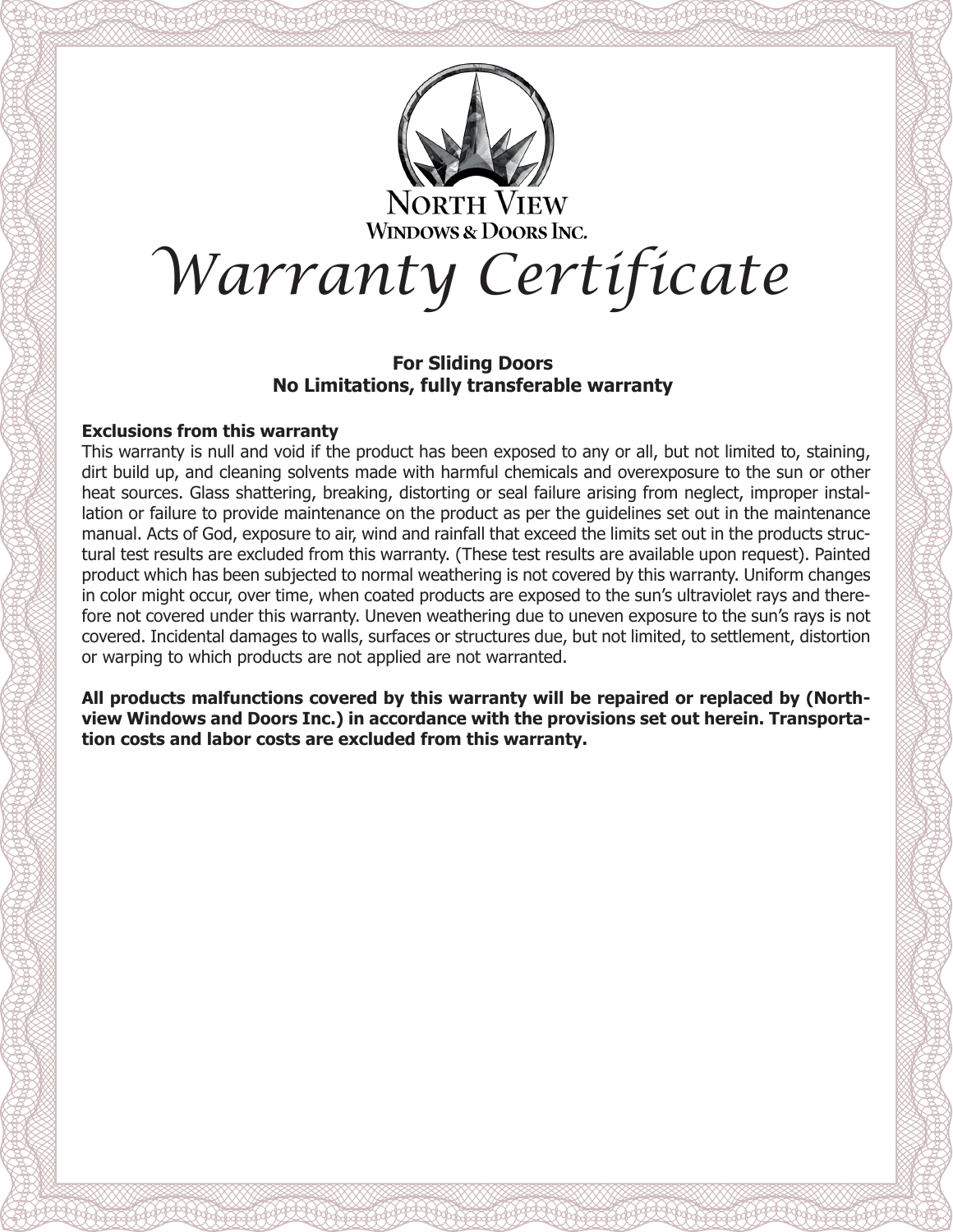NORTH VIEW
WINDOWS & DOORS INC.

# Warranty Certificate

**For Sliding Doors**
**No Limitations, fully transferable warranty**

**Exclusions from this warranty**

This warranty is null and void if the product has been exposed to any or all, but not limited to, staining, dirt build up, and cleaning solvents made with harmful chemicals and overexposure to the sun or other heat sources. Glass shattering, breaking, distorting or seal failure arising from neglect, improper installation or failure to provide maintenance on the product as per the guidelines set out in the maintenance manual. Acts of God, exposure to air, wind and rainfall that exceed the limits set out in the products structural test results are excluded from this warranty. (These test results are available upon request). Painted product which has been subjected to normal weathering is not covered by this warranty. Uniform changes in color might occur, over time, when coated products are exposed to the sun's ultraviolet rays and therefore not covered under this warranty. Uneven weathering due to uneven exposure to the sun's rays is not covered. Incidental damages to walls, surfaces or structures due, but not limited, to settlement, distortion or warping to which products are not applied are not warranted.

**All products malfunctions covered by this warranty will be repaired or replaced by (Northview Windows and Doors Inc.) in accordance with the provisions set out herein. Transportation costs and labor costs are excluded from this warranty.**